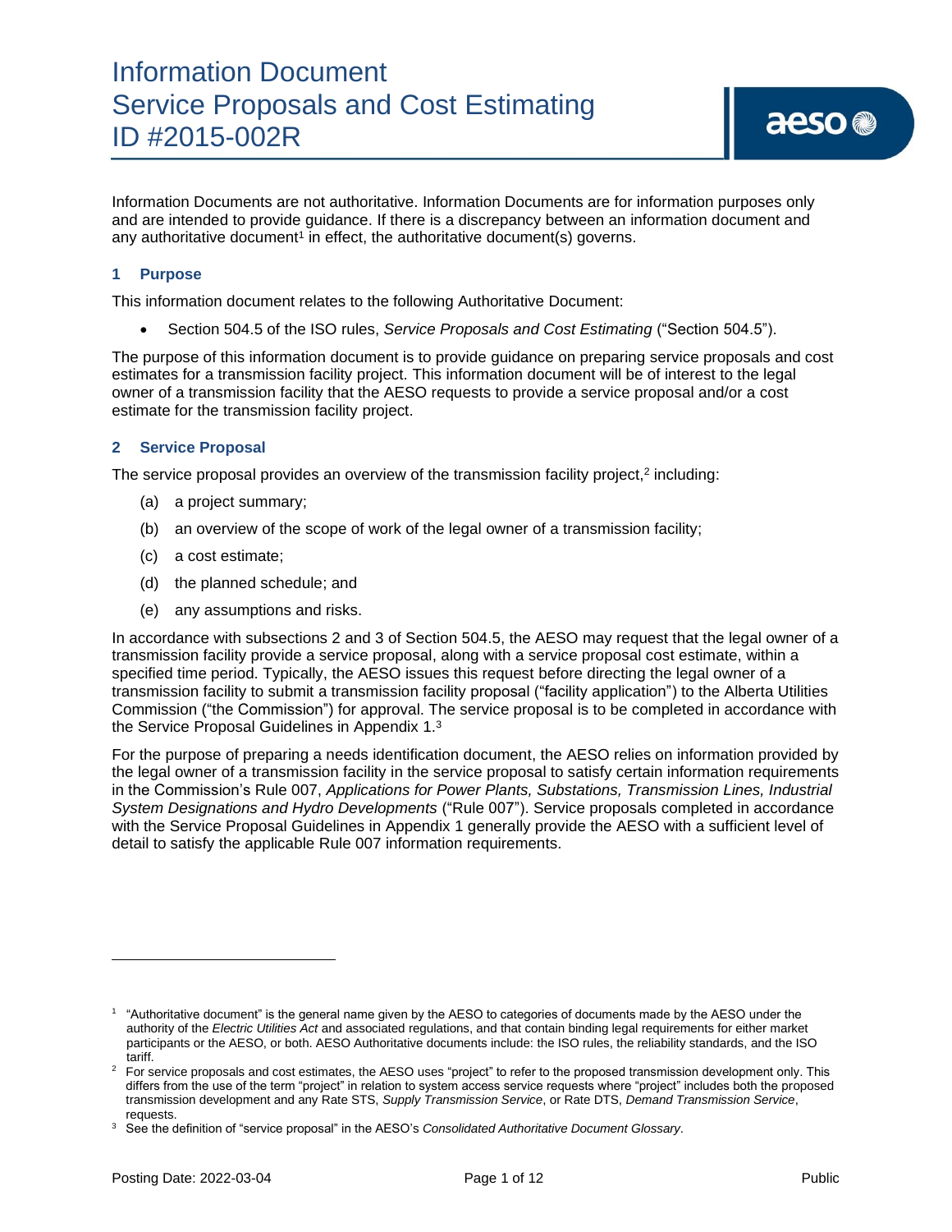# Information Document
# Service Proposals and Cost Estimating
# ID #2015-002R

Information Documents are not authoritative. Information Documents are for information purposes only and are intended to provide guidance. If there is a discrepancy between an information document and any authoritative document[1] in effect, the authoritative document(s) governs.

## 1 Purpose

This information document relates to the following Authoritative Document:

- Section 504.5 of the ISO rules, *Service Proposals and Cost Estimating* ("Section 504.5").

The purpose of this information document is to provide guidance on preparing service proposals and cost estimates for a transmission facility project. This information document will be of interest to the legal owner of a transmission facility that the AESO requests to provide a service proposal and/or a cost estimate for the transmission facility project.

## 2 Service Proposal

The service proposal provides an overview of the transmission facility project,[2] including:

(a) a project summary;

(b) an overview of the scope of work of the legal owner of a transmission facility;

(c) a cost estimate;

(d) the planned schedule; and

(e) any assumptions and risks.

In accordance with subsections 2 and 3 of Section 504.5, the AESO may request that the legal owner of a transmission facility provide a service proposal, along with a service proposal cost estimate, within a specified time period. Typically, the AESO issues this request before directing the legal owner of a transmission facility to submit a transmission facility proposal ("facility application") to the Alberta Utilities Commission ("the Commission") for approval. The service proposal is to be completed in accordance with the Service Proposal Guidelines in Appendix 1.[3]

For the purpose of preparing a needs identification document, the AESO relies on information provided by the legal owner of a transmission facility in the service proposal to satisfy certain information requirements in the Commission's Rule 007, *Applications for Power Plants, Substations, Transmission Lines, Industrial System Designations and Hydro Developments* ("Rule 007"). Service proposals completed in accordance with the Service Proposal Guidelines in Appendix 1 generally provide the AESO with a sufficient level of detail to satisfy the applicable Rule 007 information requirements.

---

[1] "Authoritative document" is the general name given by the AESO to categories of documents made by the AESO under the authority of the *Electric Utilities Act* and associated regulations, and that contain binding legal requirements for either market participants or the AESO, or both. AESO Authoritative documents include: the ISO rules, the reliability standards, and the ISO tariff.

[2] For service proposals and cost estimates, the AESO uses "project" to refer to the proposed transmission development only. This differs from the use of the term "project" in relation to system access service requests where "project" includes both the proposed transmission development and any Rate STS, *Supply Transmission Service*, or Rate DTS, *Demand Transmission Service*, requests.

[3] See the definition of "service proposal" in the AESO's *Consolidated Authoritative Document Glossary*.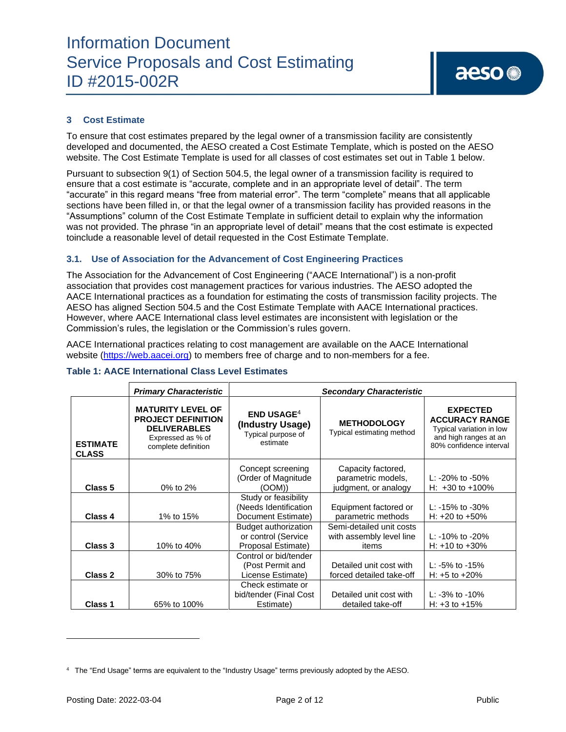## 3 Cost Estimate

To ensure that cost estimates prepared by the legal owner of a transmission facility are consistently developed and documented, the AESO created a Cost Estimate Template, which is posted on the AESO website. The Cost Estimate Template is used for all classes of cost estimates set out in Table 1 below.

Pursuant to subsection 9(1) of Section 504.5, the legal owner of a transmission facility is required to ensure that a cost estimate is "accurate, complete and in an appropriate level of detail". The term "accurate" in this regard means "free from material error". The term "complete" means that all applicable sections have been filled in, or that the legal owner of a transmission facility has provided reasons in the "Assumptions" column of the Cost Estimate Template in sufficient detail to explain why the information was not provided. The phrase "in an appropriate level of detail" means that the cost estimate is expected toinclude a reasonable level of detail requested in the Cost Estimate Template.

### 3.1. Use of Association for the Advancement of Cost Engineering Practices

The Association for the Advancement of Cost Engineering ("AACE International") is a non-profit association that provides cost management practices for various industries. The AESO adopted the AACE International practices as a foundation for estimating the costs of transmission facility projects. The AESO has aligned Section 504.5 and the Cost Estimate Template with AACE International practices. However, where AACE International class level estimates are inconsistent with legislation or the Commission's rules, the legislation or the Commission's rules govern.

AACE International practices relating to cost management are available on the AACE International website (https://web.aacei.org) to members free of charge and to non-members for a fee.

**Table 1: AACE International Class Level Estimates**

| | ***Primary Characteristic*** | ***Secondary Characteristic*** | | |
|---|---|---|---|---|
| **ESTIMATE CLASS** | **MATURITY LEVEL OF PROJECT DEFINITION DELIVERABLES** Expressed as % of complete definition | **END USAGE**[4] **(Industry Usage)** Typical purpose of estimate | **METHODOLOGY** Typical estimating method | **EXPECTED ACCURACY RANGE** Typical variation in low and high ranges at an 80% confidence interval |
| **Class 5** | 0% to 2% | Concept screening (Order of Magnitude (OOM)) | Capacity factored, parametric models, judgment, or analogy | L: -20% to -50%<br>H: +30 to +100% |
| **Class 4** | 1% to 15% | Study or feasibility (Needs Identification Document Estimate) | Equipment factored or parametric methods | L: -15% to -30%<br>H: +20 to +50% |
| **Class 3** | 10% to 40% | Budget authorization or control (Service Proposal Estimate) | Semi-detailed unit costs with assembly level line items | L: -10% to -20%<br>H: +10 to +30% |
| **Class 2** | 30% to 75% | Control or bid/tender (Post Permit and License Estimate) | Detailed unit cost with forced detailed take-off | L: -5% to -15%<br>H: +5 to +20% |
| **Class 1** | 65% to 100% | Check estimate or bid/tender (Final Cost Estimate) | Detailed unit cost with detailed take-off | L: -3% to -10%<br>H: +3 to +15% |

[4] The "End Usage" terms are equivalent to the "Industry Usage" terms previously adopted by the AESO.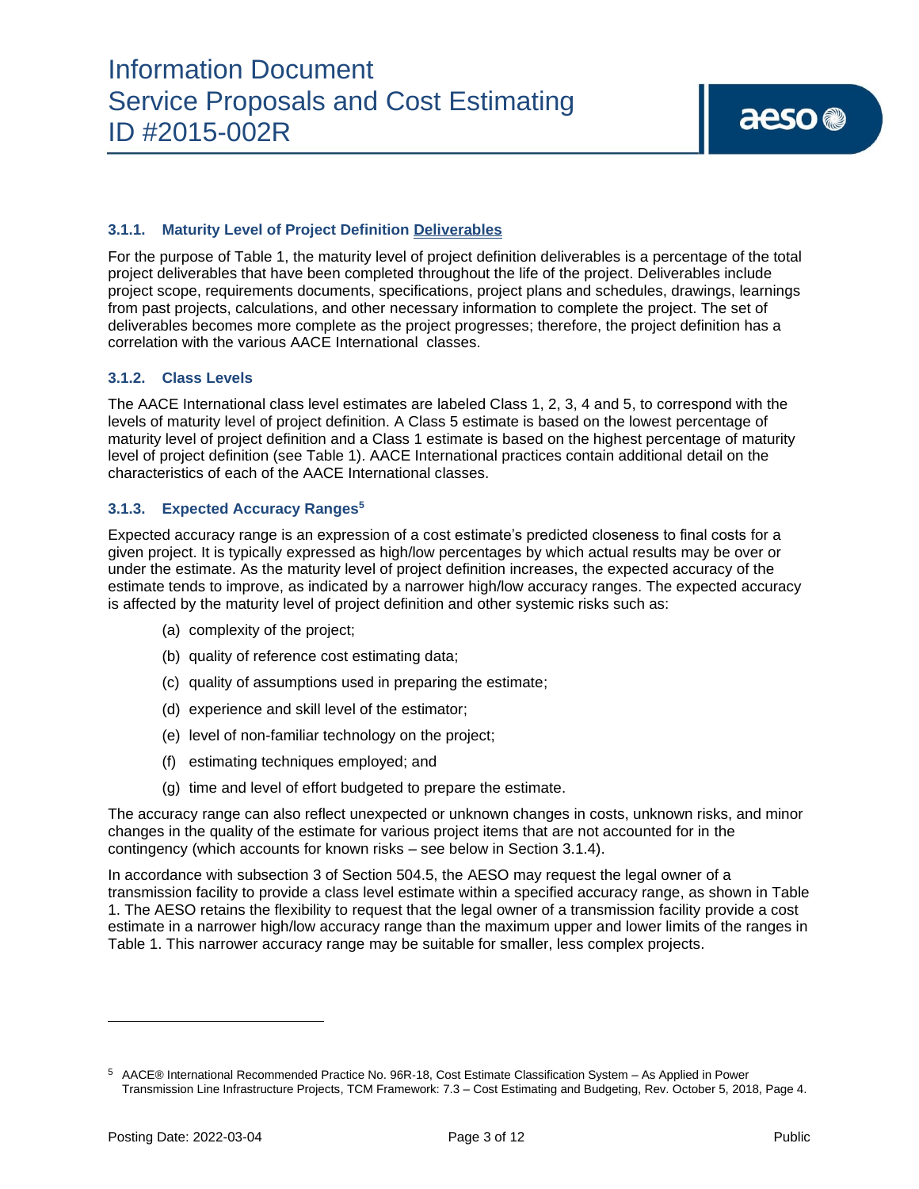### 3.1.1. Maturity Level of Project Definition Deliverables

For the purpose of Table 1, the maturity level of project definition deliverables is a percentage of the total project deliverables that have been completed throughout the life of the project. Deliverables include project scope, requirements documents, specifications, project plans and schedules, drawings, learnings from past projects, calculations, and other necessary information to complete the project. The set of deliverables becomes more complete as the project progresses; therefore, the project definition has a correlation with the various AACE International classes.

### 3.1.2. Class Levels

The AACE International class level estimates are labeled Class 1, 2, 3, 4 and 5, to correspond with the levels of maturity level of project definition. A Class 5 estimate is based on the lowest percentage of maturity level of project definition and a Class 1 estimate is based on the highest percentage of maturity level of project definition (see Table 1). AACE International practices contain additional detail on the characteristics of each of the AACE International classes.

### 3.1.3. Expected Accuracy Ranges[5]

Expected accuracy range is an expression of a cost estimate's predicted closeness to final costs for a given project. It is typically expressed as high/low percentages by which actual results may be over or under the estimate. As the maturity level of project definition increases, the expected accuracy of the estimate tends to improve, as indicated by a narrower high/low accuracy ranges. The expected accuracy is affected by the maturity level of project definition and other systemic risks such as:

(a) complexity of the project;

(b) quality of reference cost estimating data;

(c) quality of assumptions used in preparing the estimate;

(d) experience and skill level of the estimator;

(e) level of non-familiar technology on the project;

(f) estimating techniques employed; and

(g) time and level of effort budgeted to prepare the estimate.

The accuracy range can also reflect unexpected or unknown changes in costs, unknown risks, and minor changes in the quality of the estimate for various project items that are not accounted for in the contingency (which accounts for known risks – see below in Section 3.1.4).

In accordance with subsection 3 of Section 504.5, the AESO may request the legal owner of a transmission facility to provide a class level estimate within a specified accuracy range, as shown in Table 1. The AESO retains the flexibility to request that the legal owner of a transmission facility provide a cost estimate in a narrower high/low accuracy range than the maximum upper and lower limits of the ranges in Table 1. This narrower accuracy range may be suitable for smaller, less complex projects.

---

[5] AACE® International Recommended Practice No. 96R-18, Cost Estimate Classification System – As Applied in Power Transmission Line Infrastructure Projects, TCM Framework: 7.3 – Cost Estimating and Budgeting, Rev. October 5, 2018, Page 4.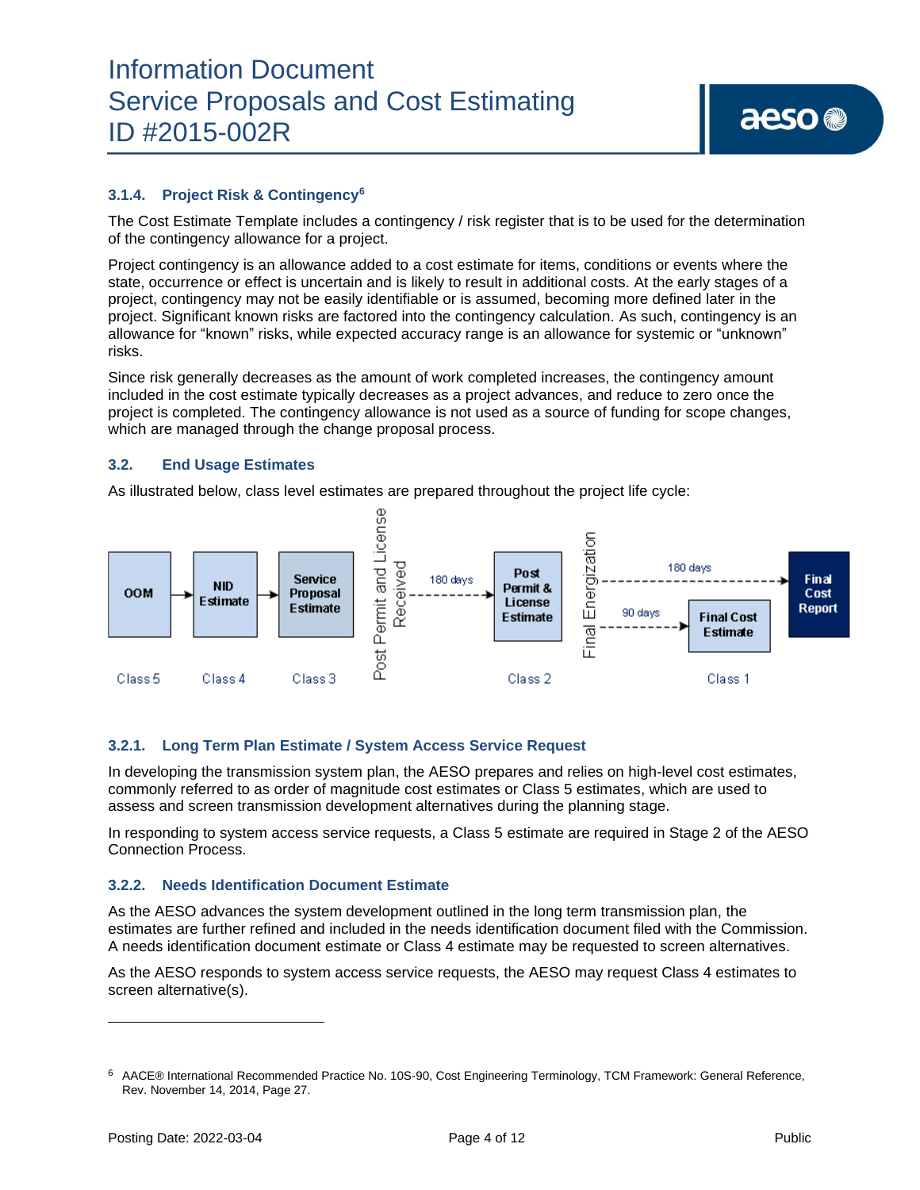### 3.1.4. Project Risk & Contingency[6]

The Cost Estimate Template includes a contingency / risk register that is to be used for the determination of the contingency allowance for a project.

Project contingency is an allowance added to a cost estimate for items, conditions or events where the state, occurrence or effect is uncertain and is likely to result in additional costs. At the early stages of a project, contingency may not be easily identifiable or is assumed, becoming more defined later in the project. Significant known risks are factored into the contingency calculation. As such, contingency is an allowance for "known" risks, while expected accuracy range is an allowance for systemic or "unknown" risks.

Since risk generally decreases as the amount of work completed increases, the contingency amount included in the cost estimate typically decreases as a project advances, and reduce to zero once the project is completed. The contingency allowance is not used as a source of funding for scope changes, which are managed through the change proposal process.

## 3.2. End Usage Estimates

As illustrated below, class level estimates are prepared throughout the project life cycle:

| OOM | NID Estimate | Service Proposal Estimate | Post Permit and License Received | Post Permit & License Estimate | Final Energization | Final Cost Estimate | Final Cost Report |
|---|---|---|---|---|---|---|---|
| Class 5 | Class 4 | Class 3 | 180 days | Class 2 | 90 days / 180 days | Class 1 | |

### 3.2.1. Long Term Plan Estimate / System Access Service Request

In developing the transmission system plan, the AESO prepares and relies on high-level cost estimates, commonly referred to as order of magnitude cost estimates or Class 5 estimates, which are used to assess and screen transmission development alternatives during the planning stage.

In responding to system access service requests, a Class 5 estimate are required in Stage 2 of the AESO Connection Process.

### 3.2.2. Needs Identification Document Estimate

As the AESO advances the system development outlined in the long term transmission plan, the estimates are further refined and included in the needs identification document filed with the Commission. A needs identification document estimate or Class 4 estimate may be requested to screen alternatives.

As the AESO responds to system access service requests, the AESO may request Class 4 estimates to screen alternative(s).

---

[6] AACE® International Recommended Practice No. 10S-90, Cost Engineering Terminology, TCM Framework: General Reference, Rev. November 14, 2014, Page 27.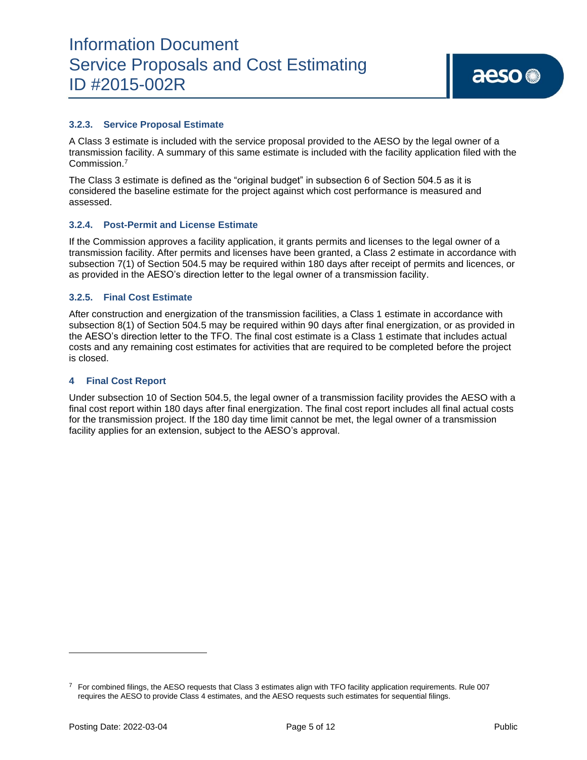### 3.2.3. Service Proposal Estimate

A Class 3 estimate is included with the service proposal provided to the AESO by the legal owner of a transmission facility. A summary of this same estimate is included with the facility application filed with the Commission.[7]

The Class 3 estimate is defined as the "original budget" in subsection 6 of Section 504.5 as it is considered the baseline estimate for the project against which cost performance is measured and assessed.

### 3.2.4. Post-Permit and License Estimate

If the Commission approves a facility application, it grants permits and licenses to the legal owner of a transmission facility. After permits and licenses have been granted, a Class 2 estimate in accordance with subsection 7(1) of Section 504.5 may be required within 180 days after receipt of permits and licences, or as provided in the AESO's direction letter to the legal owner of a transmission facility.

### 3.2.5. Final Cost Estimate

After construction and energization of the transmission facilities, a Class 1 estimate in accordance with subsection 8(1) of Section 504.5 may be required within 90 days after final energization, or as provided in the AESO's direction letter to the TFO. The final cost estimate is a Class 1 estimate that includes actual costs and any remaining cost estimates for activities that are required to be completed before the project is closed.

## 4 Final Cost Report

Under subsection 10 of Section 504.5, the legal owner of a transmission facility provides the AESO with a final cost report within 180 days after final energization. The final cost report includes all final actual costs for the transmission project. If the 180 day time limit cannot be met, the legal owner of a transmission facility applies for an extension, subject to the AESO's approval.

---

[7] For combined filings, the AESO requests that Class 3 estimates align with TFO facility application requirements. Rule 007 requires the AESO to provide Class 4 estimates, and the AESO requests such estimates for sequential filings.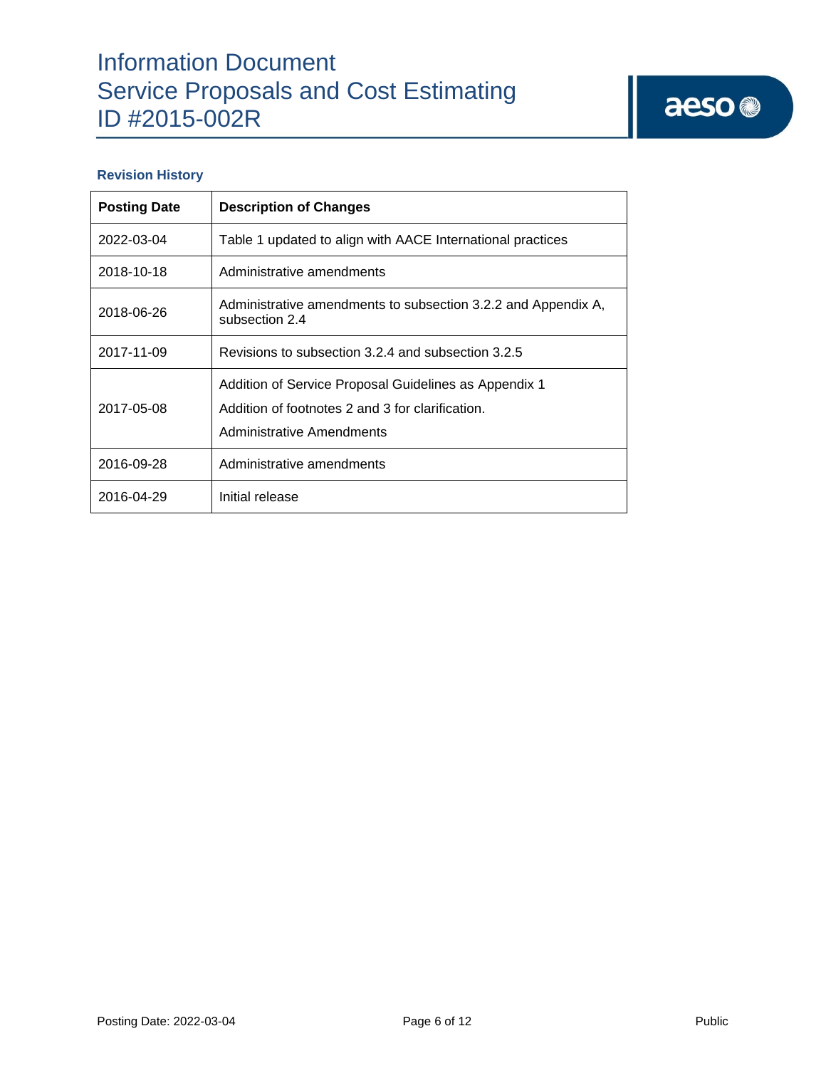### Revision History

| Posting Date | Description of Changes |
|---|---|
| 2022-03-04 | Table 1 updated to align with AACE International practices |
| 2018-10-18 | Administrative amendments |
| 2018-06-26 | Administrative amendments to subsection 3.2.2 and Appendix A, subsection 2.4 |
| 2017-11-09 | Revisions to subsection 3.2.4 and subsection 3.2.5 |
| 2017-05-08 | Addition of Service Proposal Guidelines as Appendix 1<br>Addition of footnotes 2 and 3 for clarification.<br>Administrative Amendments |
| 2016-09-28 | Administrative amendments |
| 2016-04-29 | Initial release |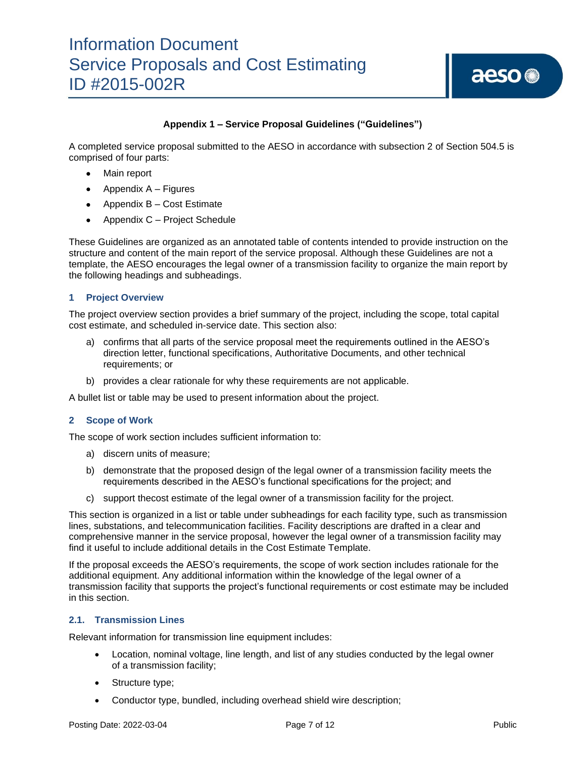### Appendix 1 – Service Proposal Guidelines ("Guidelines")

A completed service proposal submitted to the AESO in accordance with subsection 2 of Section 504.5 is comprised of four parts:

- Main report
- Appendix A – Figures
- Appendix B – Cost Estimate
- Appendix C – Project Schedule

These Guidelines are organized as an annotated table of contents intended to provide instruction on the structure and content of the main report of the service proposal. Although these Guidelines are not a template, the AESO encourages the legal owner of a transmission facility to organize the main report by the following headings and subheadings.

## 1 Project Overview

The project overview section provides a brief summary of the project, including the scope, total capital cost estimate, and scheduled in-service date. This section also:

a) confirms that all parts of the service proposal meet the requirements outlined in the AESO's direction letter, functional specifications, Authoritative Documents, and other technical requirements; or

b) provides a clear rationale for why these requirements are not applicable.

A bullet list or table may be used to present information about the project.

## 2 Scope of Work

The scope of work section includes sufficient information to:

a) discern units of measure;

b) demonstrate that the proposed design of the legal owner of a transmission facility meets the requirements described in the AESO's functional specifications for the project; and

c) support thecost estimate of the legal owner of a transmission facility for the project.

This section is organized in a list or table under subheadings for each facility type, such as transmission lines, substations, and telecommunication facilities. Facility descriptions are drafted in a clear and comprehensive manner in the service proposal, however the legal owner of a transmission facility may find it useful to include additional details in the Cost Estimate Template.

If the proposal exceeds the AESO's requirements, the scope of work section includes rationale for the additional equipment. Any additional information within the knowledge of the legal owner of a transmission facility that supports the project's functional requirements or cost estimate may be included in this section.

### 2.1. Transmission Lines

Relevant information for transmission line equipment includes:

- Location, nominal voltage, line length, and list of any studies conducted by the legal owner of a transmission facility;
- Structure type;
- Conductor type, bundled, including overhead shield wire description;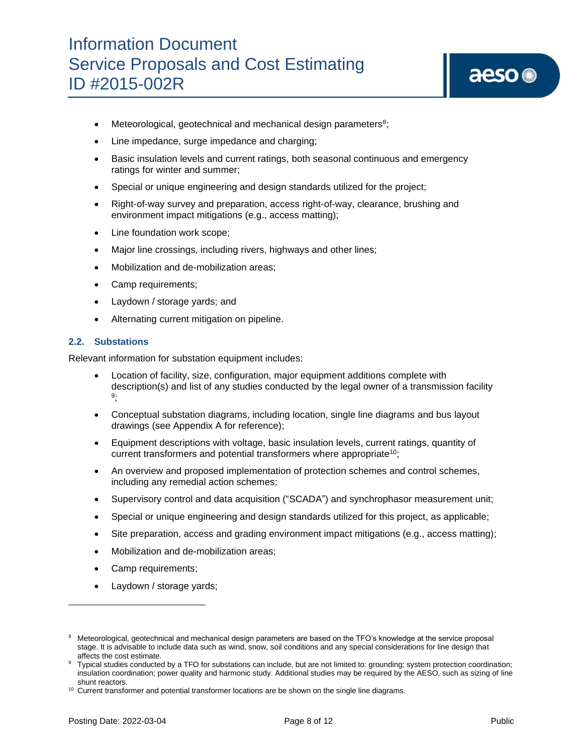- Meteorological, geotechnical and mechanical design parameters[8];
- Line impedance, surge impedance and charging;
- Basic insulation levels and current ratings, both seasonal continuous and emergency ratings for winter and summer;
- Special or unique engineering and design standards utilized for the project;
- Right-of-way survey and preparation, access right-of-way, clearance, brushing and environment impact mitigations (e.g., access matting);
- Line foundation work scope;
- Major line crossings, including rivers, highways and other lines;
- Mobilization and de-mobilization areas;
- Camp requirements;
- Laydown / storage yards; and
- Alternating current mitigation on pipeline.

### 2.2. Substations

Relevant information for substation equipment includes:

- Location of facility, size, configuration, major equipment additions complete with description(s) and list of any studies conducted by the legal owner of a transmission facility [9];
- Conceptual substation diagrams, including location, single line diagrams and bus layout drawings (see Appendix A for reference);
- Equipment descriptions with voltage, basic insulation levels, current ratings, quantity of current transformers and potential transformers where appropriate[10];
- An overview and proposed implementation of protection schemes and control schemes, including any remedial action schemes;
- Supervisory control and data acquisition ("SCADA") and synchrophasor measurement unit;
- Special or unique engineering and design standards utilized for this project, as applicable;
- Site preparation, access and grading environment impact mitigations (e.g., access matting);
- Mobilization and de-mobilization areas;
- Camp requirements;
- Laydown / storage yards;

---

[8] Meteorological, geotechnical and mechanical design parameters are based on the TFO's knowledge at the service proposal stage. It is advisable to include data such as wind, snow, soil conditions and any special considerations for line design that affects the cost estimate.

[9] Typical studies conducted by a TFO for substations can include, but are not limited to: grounding; system protection coordination; insulation coordination; power quality and harmonic study. Additional studies may be required by the AESO, such as sizing of line shunt reactors.

[10] Current transformer and potential transformer locations are be shown on the single line diagrams.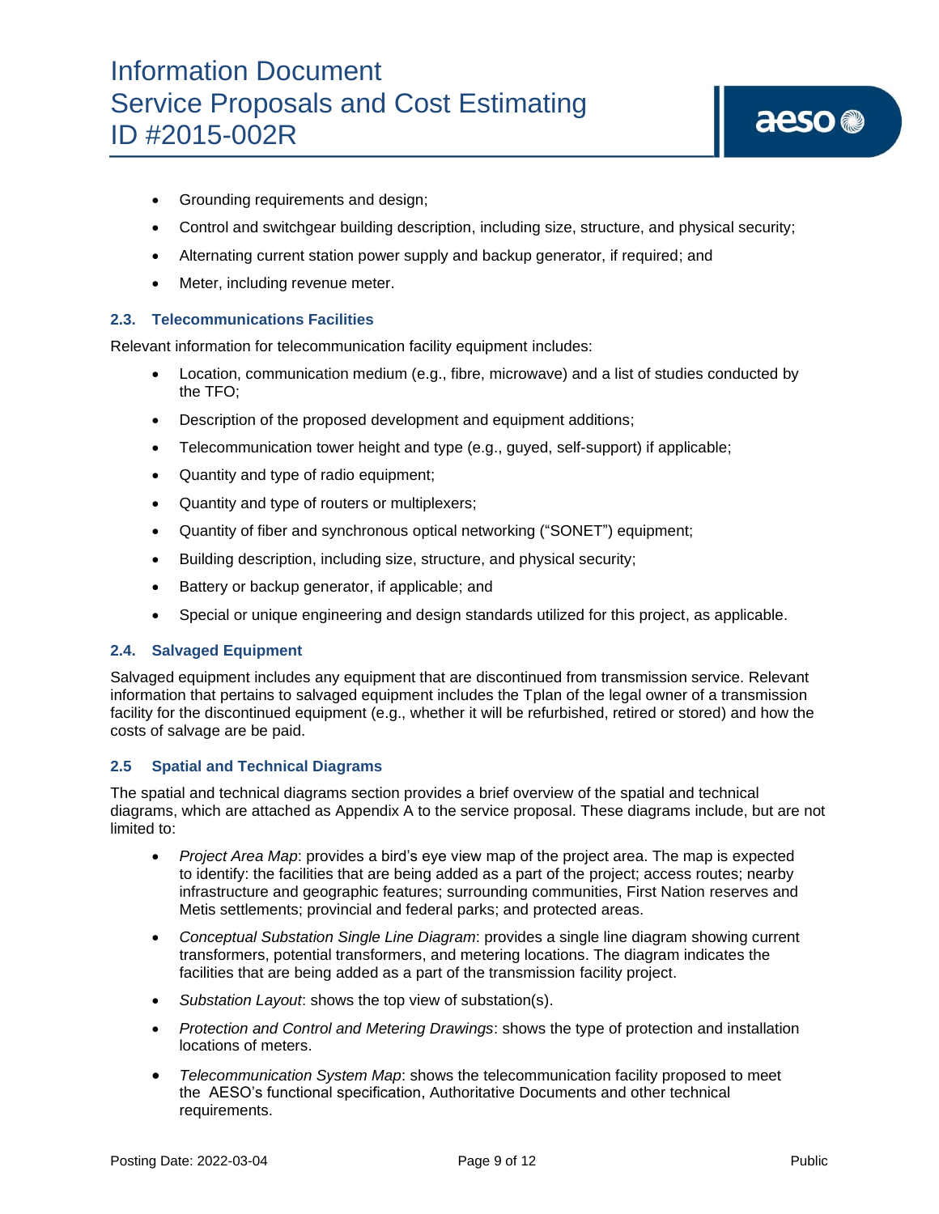- Grounding requirements and design;
- Control and switchgear building description, including size, structure, and physical security;
- Alternating current station power supply and backup generator, if required; and
- Meter, including revenue meter.

### 2.3. Telecommunications Facilities

Relevant information for telecommunication facility equipment includes:

- Location, communication medium (e.g., fibre, microwave) and a list of studies conducted by the TFO;
- Description of the proposed development and equipment additions;
- Telecommunication tower height and type (e.g., guyed, self-support) if applicable;
- Quantity and type of radio equipment;
- Quantity and type of routers or multiplexers;
- Quantity of fiber and synchronous optical networking ("SONET") equipment;
- Building description, including size, structure, and physical security;
- Battery or backup generator, if applicable; and
- Special or unique engineering and design standards utilized for this project, as applicable.

### 2.4. Salvaged Equipment

Salvaged equipment includes any equipment that are discontinued from transmission service. Relevant information that pertains to salvaged equipment includes the Tplan of the legal owner of a transmission facility for the discontinued equipment (e.g., whether it will be refurbished, retired or stored) and how the costs of salvage are be paid.

### 2.5 Spatial and Technical Diagrams

The spatial and technical diagrams section provides a brief overview of the spatial and technical diagrams, which are attached as Appendix A to the service proposal. These diagrams include, but are not limited to:

- *Project Area Map*: provides a bird's eye view map of the project area. The map is expected to identify: the facilities that are being added as a part of the project; access routes; nearby infrastructure and geographic features; surrounding communities, First Nation reserves and Metis settlements; provincial and federal parks; and protected areas.
- *Conceptual Substation Single Line Diagram*: provides a single line diagram showing current transformers, potential transformers, and metering locations. The diagram indicates the facilities that are being added as a part of the transmission facility project.
- *Substation Layout*: shows the top view of substation(s).
- *Protection and Control and Metering Drawings*: shows the type of protection and installation locations of meters.
- *Telecommunication System Map*: shows the telecommunication facility proposed to meet the AESO's functional specification, Authoritative Documents and other technical requirements.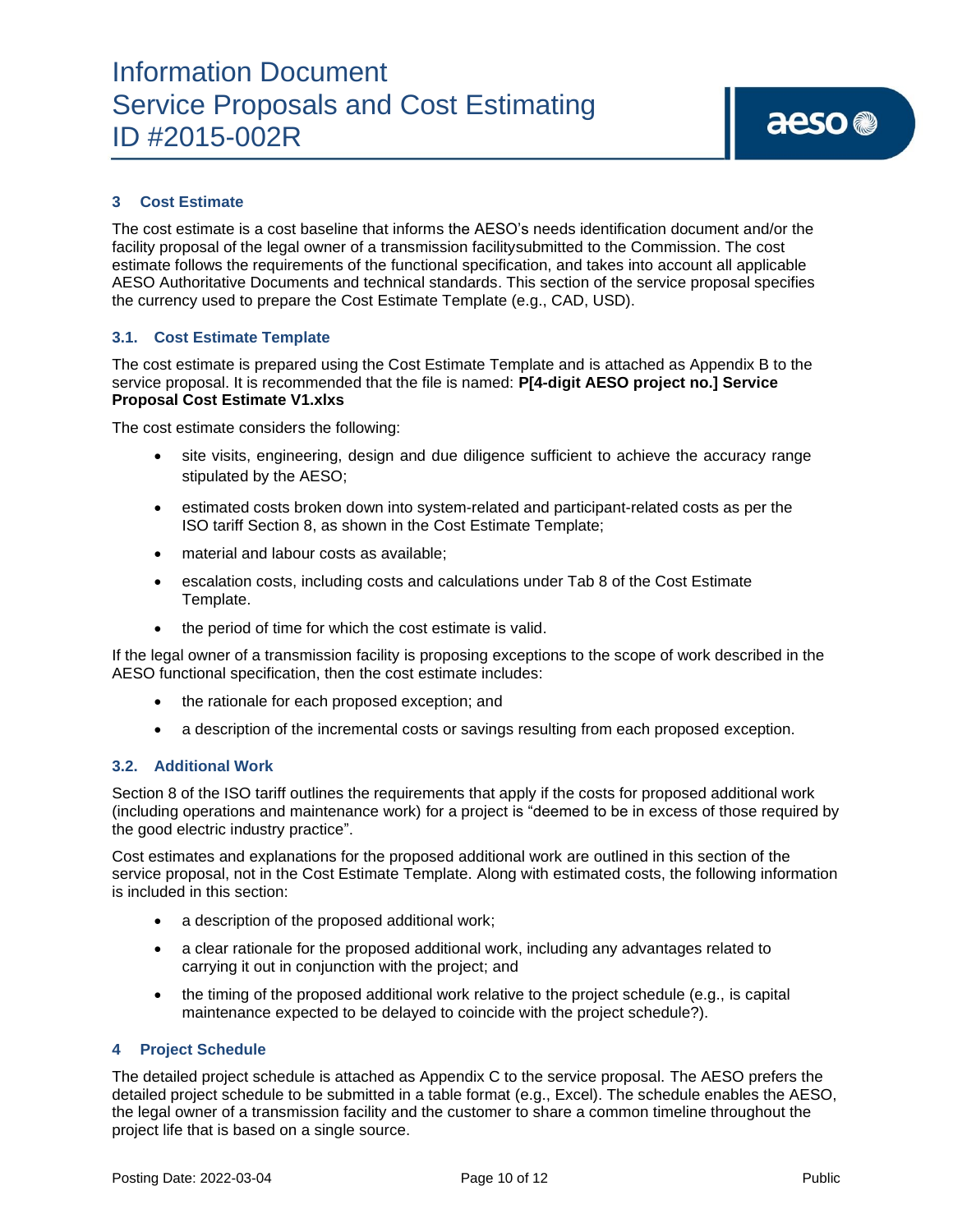## 3 Cost Estimate

The cost estimate is a cost baseline that informs the AESO's needs identification document and/or the facility proposal of the legal owner of a transmission facilitysubmitted to the Commission. The cost estimate follows the requirements of the functional specification, and takes into account all applicable AESO Authoritative Documents and technical standards. This section of the service proposal specifies the currency used to prepare the Cost Estimate Template (e.g., CAD, USD).

### 3.1. Cost Estimate Template

The cost estimate is prepared using the Cost Estimate Template and is attached as Appendix B to the service proposal. It is recommended that the file is named: **P[4-digit AESO project no.] Service Proposal Cost Estimate V1.xlxs**

The cost estimate considers the following:

- site visits, engineering, design and due diligence sufficient to achieve the accuracy range stipulated by the AESO;
- estimated costs broken down into system-related and participant-related costs as per the ISO tariff Section 8, as shown in the Cost Estimate Template;
- material and labour costs as available;
- escalation costs, including costs and calculations under Tab 8 of the Cost Estimate Template.
- the period of time for which the cost estimate is valid.

If the legal owner of a transmission facility is proposing exceptions to the scope of work described in the AESO functional specification, then the cost estimate includes:

- the rationale for each proposed exception; and
- a description of the incremental costs or savings resulting from each proposed exception.

### 3.2. Additional Work

Section 8 of the ISO tariff outlines the requirements that apply if the costs for proposed additional work (including operations and maintenance work) for a project is "deemed to be in excess of those required by the good electric industry practice".

Cost estimates and explanations for the proposed additional work are outlined in this section of the service proposal, not in the Cost Estimate Template. Along with estimated costs, the following information is included in this section:

- a description of the proposed additional work;
- a clear rationale for the proposed additional work, including any advantages related to carrying it out in conjunction with the project; and
- the timing of the proposed additional work relative to the project schedule (e.g., is capital maintenance expected to be delayed to coincide with the project schedule?).

## 4 Project Schedule

The detailed project schedule is attached as Appendix C to the service proposal. The AESO prefers the detailed project schedule to be submitted in a table format (e.g., Excel). The schedule enables the AESO, the legal owner of a transmission facility and the customer to share a common timeline throughout the project life that is based on a single source.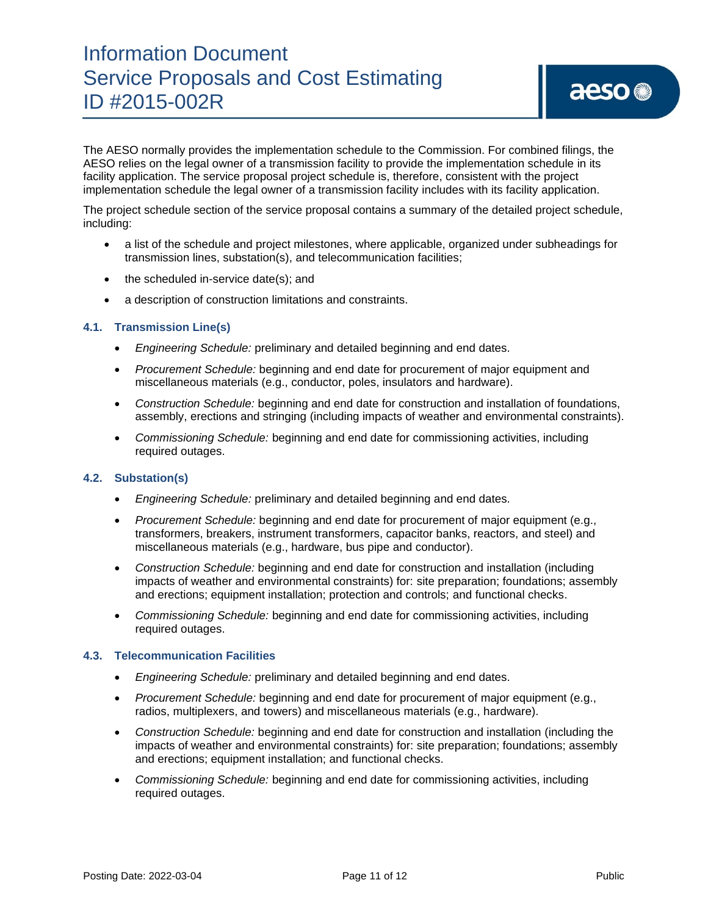The AESO normally provides the implementation schedule to the Commission. For combined filings, the AESO relies on the legal owner of a transmission facility to provide the implementation schedule in its facility application. The service proposal project schedule is, therefore, consistent with the project implementation schedule the legal owner of a transmission facility includes with its facility application.

The project schedule section of the service proposal contains a summary of the detailed project schedule, including:

- a list of the schedule and project milestones, where applicable, organized under subheadings for transmission lines, substation(s), and telecommunication facilities;
- the scheduled in-service date(s); and
- a description of construction limitations and constraints.

### 4.1. Transmission Line(s)

- *Engineering Schedule:* preliminary and detailed beginning and end dates.
- *Procurement Schedule:* beginning and end date for procurement of major equipment and miscellaneous materials (e.g., conductor, poles, insulators and hardware).
- *Construction Schedule:* beginning and end date for construction and installation of foundations, assembly, erections and stringing (including impacts of weather and environmental constraints).
- *Commissioning Schedule:* beginning and end date for commissioning activities, including required outages.

### 4.2. Substation(s)

- *Engineering Schedule:* preliminary and detailed beginning and end dates.
- *Procurement Schedule:* beginning and end date for procurement of major equipment (e.g., transformers, breakers, instrument transformers, capacitor banks, reactors, and steel) and miscellaneous materials (e.g., hardware, bus pipe and conductor).
- *Construction Schedule:* beginning and end date for construction and installation (including impacts of weather and environmental constraints) for: site preparation; foundations; assembly and erections; equipment installation; protection and controls; and functional checks.
- *Commissioning Schedule:* beginning and end date for commissioning activities, including required outages.

### 4.3. Telecommunication Facilities

- *Engineering Schedule:* preliminary and detailed beginning and end dates.
- *Procurement Schedule:* beginning and end date for procurement of major equipment (e.g., radios, multiplexers, and towers) and miscellaneous materials (e.g., hardware).
- *Construction Schedule:* beginning and end date for construction and installation (including the impacts of weather and environmental constraints) for: site preparation; foundations; assembly and erections; equipment installation; and functional checks.
- *Commissioning Schedule:* beginning and end date for commissioning activities, including required outages.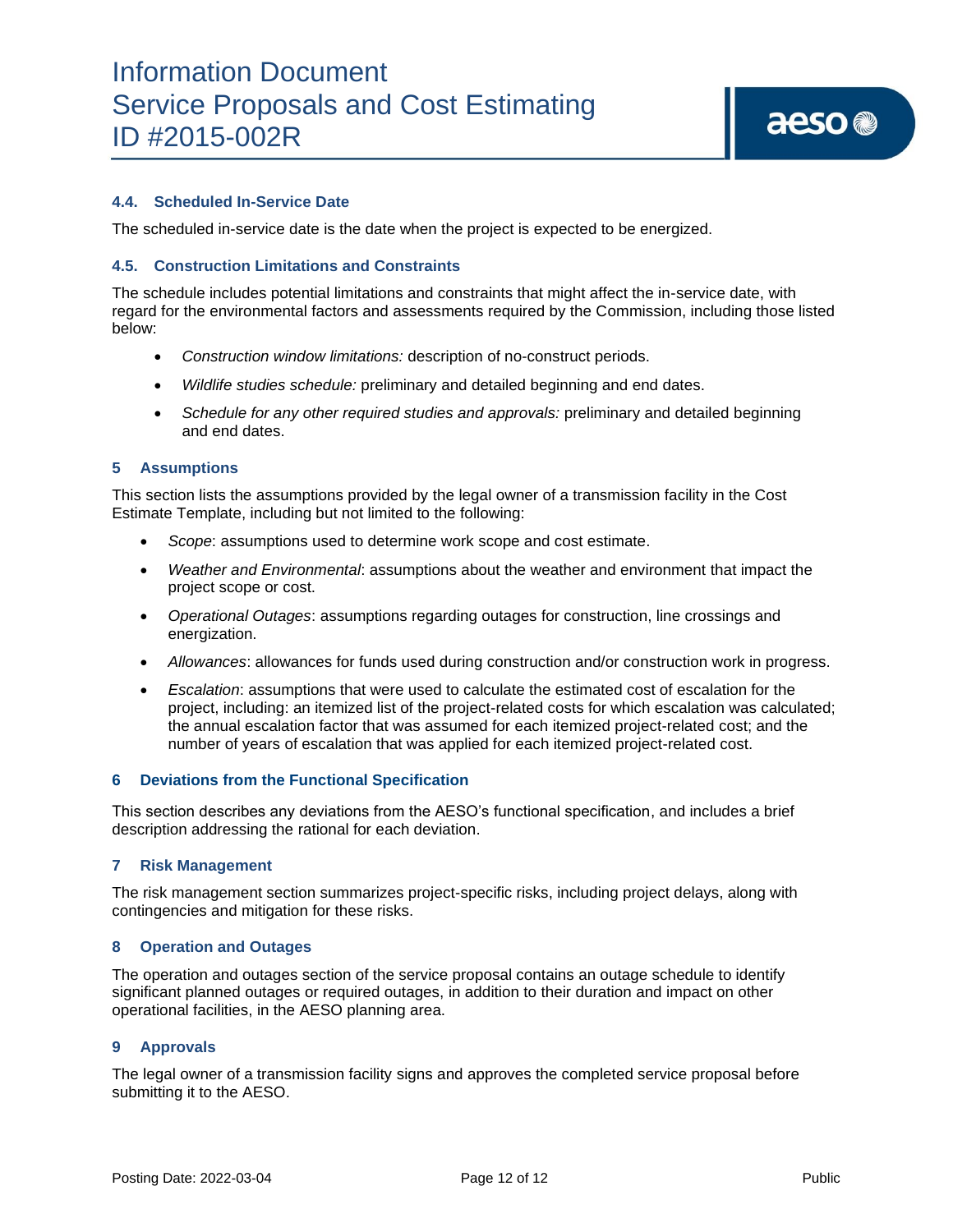### 4.4. Scheduled In-Service Date

The scheduled in-service date is the date when the project is expected to be energized.

### 4.5. Construction Limitations and Constraints

The schedule includes potential limitations and constraints that might affect the in-service date, with regard for the environmental factors and assessments required by the Commission, including those listed below:

- *Construction window limitations:* description of no-construct periods.
- *Wildlife studies schedule:* preliminary and detailed beginning and end dates.
- *Schedule for any other required studies and approvals:* preliminary and detailed beginning and end dates.

## 5 Assumptions

This section lists the assumptions provided by the legal owner of a transmission facility in the Cost Estimate Template, including but not limited to the following:

- *Scope*: assumptions used to determine work scope and cost estimate.
- *Weather and Environmental*: assumptions about the weather and environment that impact the project scope or cost.
- *Operational Outages*: assumptions regarding outages for construction, line crossings and energization.
- *Allowances*: allowances for funds used during construction and/or construction work in progress.
- *Escalation*: assumptions that were used to calculate the estimated cost of escalation for the project, including: an itemized list of the project-related costs for which escalation was calculated; the annual escalation factor that was assumed for each itemized project-related cost; and the number of years of escalation that was applied for each itemized project-related cost.

## 6 Deviations from the Functional Specification

This section describes any deviations from the AESO's functional specification, and includes a brief description addressing the rational for each deviation.

## 7 Risk Management

The risk management section summarizes project-specific risks, including project delays, along with contingencies and mitigation for these risks.

## 8 Operation and Outages

The operation and outages section of the service proposal contains an outage schedule to identify significant planned outages or required outages, in addition to their duration and impact on other operational facilities, in the AESO planning area.

## 9 Approvals

The legal owner of a transmission facility signs and approves the completed service proposal before submitting it to the AESO.